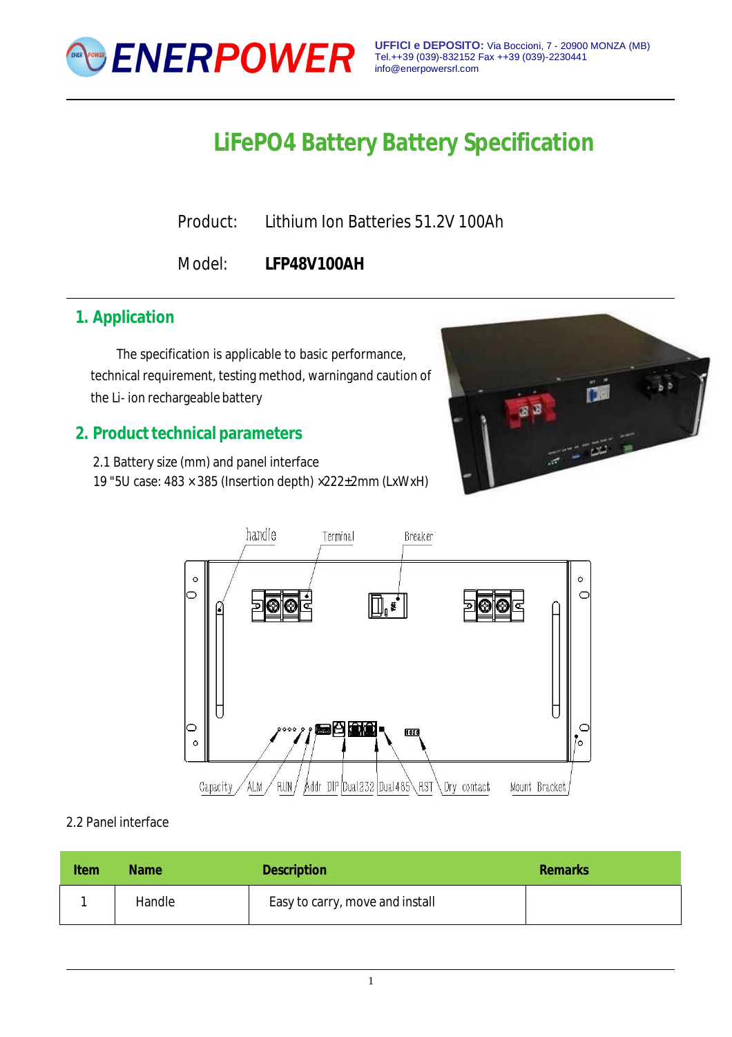# LiFePO4 Battery Battery Specification

Product: Lithium Ion Batteries 51.2V 100Ah

Model: **LFP48V100AH**

## 1. Application

The specification is applicable to basic performance, technical requirement, testing method, warningand caution of the Li- ion rechargeable battery

## 2. Product technical parameters

2.1 Battery size (mm) and panel interface

19 "5U case: 483 × 385 (Insertion depth) ×222±2mm (LxWxH)

2.2 Panel interface

| Item | Name | Description | Remarks |
|---|---|---|---|
| 1 | Handle | Easy to carry, move and install | |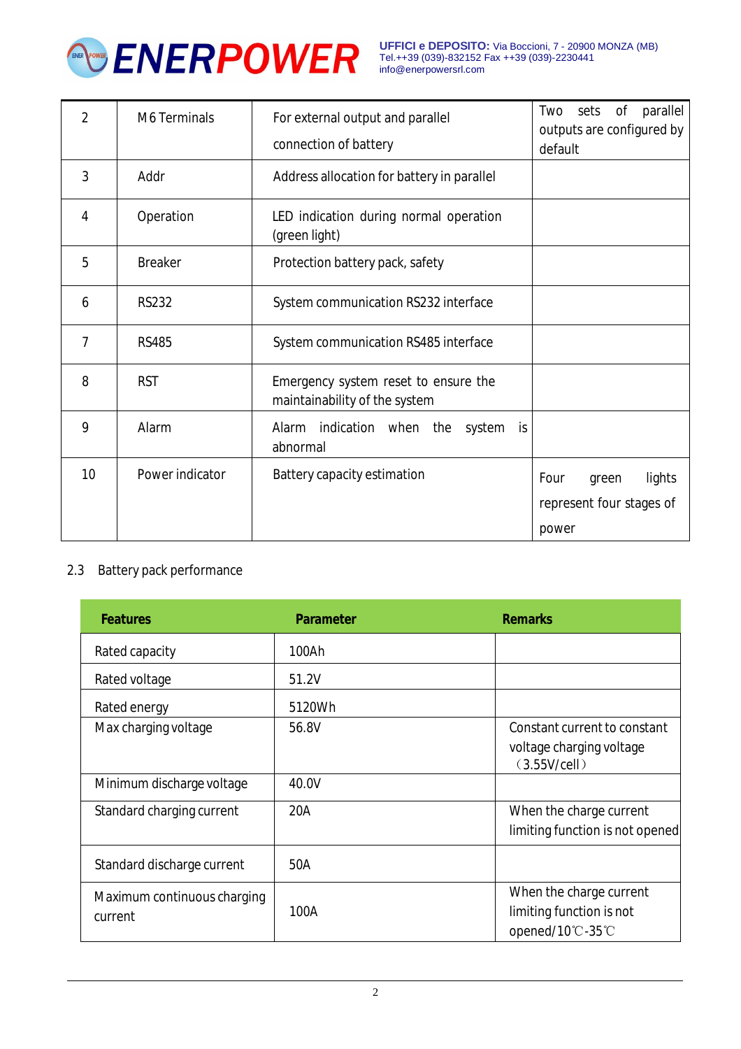| 2 | M6 Terminals | For external output and parallel connection of battery | Two sets of parallel outputs are configured by default |
|---|---|---|---|
| 3 | Addr | Address allocation for battery in parallel | |
| 4 | Operation | LED indication during normal operation (green light) | |
| 5 | Breaker | Protection battery pack, safety | |
| 6 | RS232 | System communication RS232 interface | |
| 7 | RS485 | System communication RS485 interface | |
| 8 | RST | Emergency system reset to ensure the maintainability of the system | |
| 9 | Alarm | Alarm indication when the system is abnormal | |
| 10 | Power indicator | Battery capacity estimation | Four green lights represent four stages of power |

2.3 Battery pack performance

| Features | Parameter | Remarks |
|---|---|---|
| Rated capacity | 100Ah | |
| Rated voltage | 51.2V | |
| Rated energy | 5120Wh | |
| Max charging voltage | 56.8V | Constant current to constant voltage charging voltage （3.55V/cell） |
| Minimum discharge voltage | 40.0V | |
| Standard charging current | 20A | When the charge current limiting function is not opened |
| Standard discharge current | 50A | |
| Maximum continuous charging current | 100A | When the charge current limiting function is not opened/10℃-35℃ |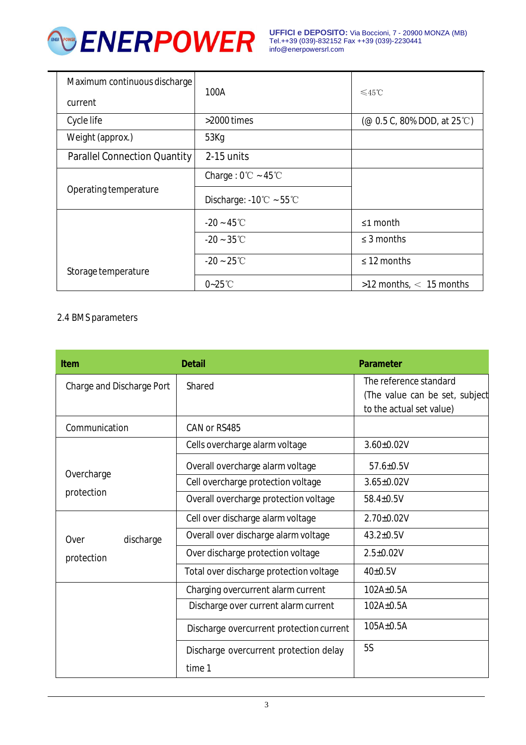| Maximum continuous discharge current | 100A | ≤45℃ |
|---|---|---|
| Cycle life | >2000 times | (@ 0.5 C, 80% DOD, at 25℃) |
| Weight (approx.) | 53Kg | |
| Parallel Connection Quantity | 2-15 units | |
| Operating temperature | Charge : 0℃ ~45℃ | |
| | Discharge: -10℃ ~55℃ | |
| Storage temperature | -20 ~45℃ | ≤1 month |
| | -20 ~35℃ | ≤ 3 months |
| | -20 ~25℃ | ≤ 12 months |
| | 0~25℃ | >12 months, < 15 months |

2.4 BMS parameters

| Item | Detail | Parameter |
|---|---|---|
| Charge and Discharge Port | Shared | The reference standard (The value can be set, subject to the actual set value) |
| Communication | CAN or RS485 | |
| Overcharge protection | Cells overcharge alarm voltage | 3.60±0.02V |
| | Overall overcharge alarm voltage | 57.6±0.5V |
| | Cell overcharge protection voltage | 3.65±0.02V |
| | Overall overcharge protection voltage | 58.4±0.5V |
| Over discharge protection | Cell over discharge alarm voltage | 2.70±0.02V |
| | Overall over discharge alarm voltage | 43.2±0.5V |
| | Over discharge protection voltage | 2.5±0.02V |
| | Total over discharge protection voltage | 40±0.5V |
| | Charging overcurrent alarm current | 102A±0.5A |
| | Discharge over current alarm current | 102A±0.5A |
| | Discharge overcurrent protection current | 105A±0.5A |
| | Discharge overcurrent protection delay time 1 | 5S |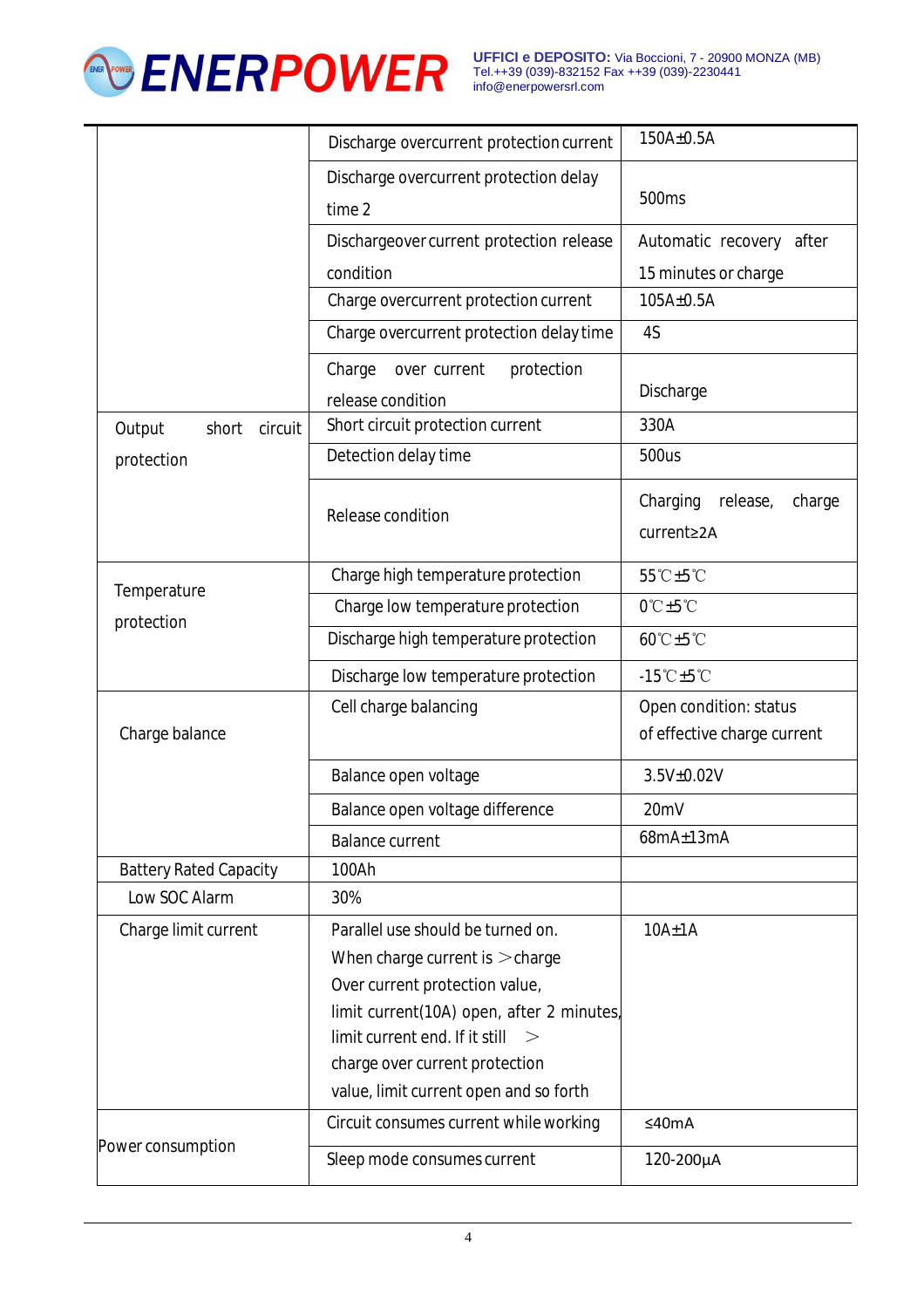| | | |
|---|---|---|
| | Discharge overcurrent protection current | 150A±0.5A |
| | Discharge overcurrent protection delay time 2 | 500ms |
| | Dischargeover current protection release condition | Automatic recovery after 15 minutes or charge |
| | Charge overcurrent protection current | 105A±0.5A |
| | Charge overcurrent protection delay time | 4S |
| | Charge over current protection release condition | Discharge |
| Output short circuit protection | Short circuit protection current | 330A |
| | Detection delay time | 500us |
| | Release condition | Charging release, charge current≥2A |
| Temperature protection | Charge high temperature protection | 55℃±5℃ |
| | Charge low temperature protection | 0℃±5℃ |
| | Discharge high temperature protection | 60℃±5℃ |
| | Discharge low temperature protection | -15℃±5℃ |
| Charge balance | Cell charge balancing | Open condition: status of effective charge current |
| | Balance open voltage | 3.5V±0.02V |
| | Balance open voltage difference | 20mV |
| | Balance current | 68mA±13mA |
| Battery Rated Capacity | 100Ah | |
| Low SOC Alarm | 30% | |
| Charge limit current | Parallel use should be turned on. When charge current is ＞charge Over current protection value, limit current(10A) open, after 2 minutes, limit current end. If it still ＞ charge over current protection value, limit current open and so forth | 10A±1A |
| Power consumption | Circuit consumes current while working | ≤40mA |
| | Sleep mode consumes current | 120-200µA |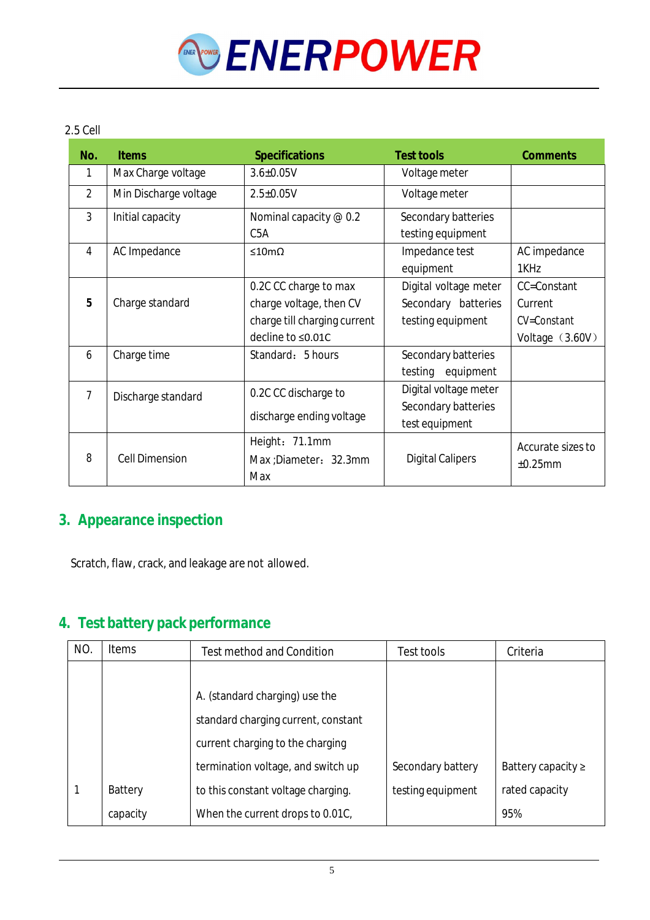2.5 Cell

| No. | Items | Specifications | Test tools | Comments |
|---|---|---|---|---|
| 1 | Max Charge voltage | 3.6±0.05V | Voltage meter | |
| 2 | Min Discharge voltage | 2.5±0.05V | Voltage meter | |
| 3 | Initial capacity | Nominal capacity @ 0.2 C5A | Secondary batteries testing equipment | |
| 4 | AC Impedance | ≤10mΩ | Impedance test equipment | AC impedance 1KHz |
| **5** | Charge standard | 0.2C CC charge to max charge voltage, then CV charge till charging current decline to ≤0.01C | Digital voltage meter Secondary batteries testing equipment | CC=Constant Current CV=Constant Voltage（3.60V） |
| 6 | Charge time | Standard：5 hours | Secondary batteries testing equipment | |
| 7 | Discharge standard | 0.2C CC discharge to discharge ending voltage | Digital voltage meter Secondary batteries test equipment | |
| 8 | Cell Dimension | Height：71.1mm Max ;Diameter：32.3mm Max | Digital Calipers | Accurate sizes to ±0.25mm |

## 3. Appearance inspection

Scratch, flaw, crack, and leakage are not allowed.

## 4. Test battery pack performance

| NO. | Items | Test method and Condition | Test tools | Criteria |
|---|---|---|---|---|
| 1 | Battery capacity | A. (standard charging) use the standard charging current, constant current charging to the charging termination voltage, and switch up to this constant voltage charging. When the current drops to 0.01C, | Secondary battery testing equipment | Battery capacity ≥ rated capacity 95% |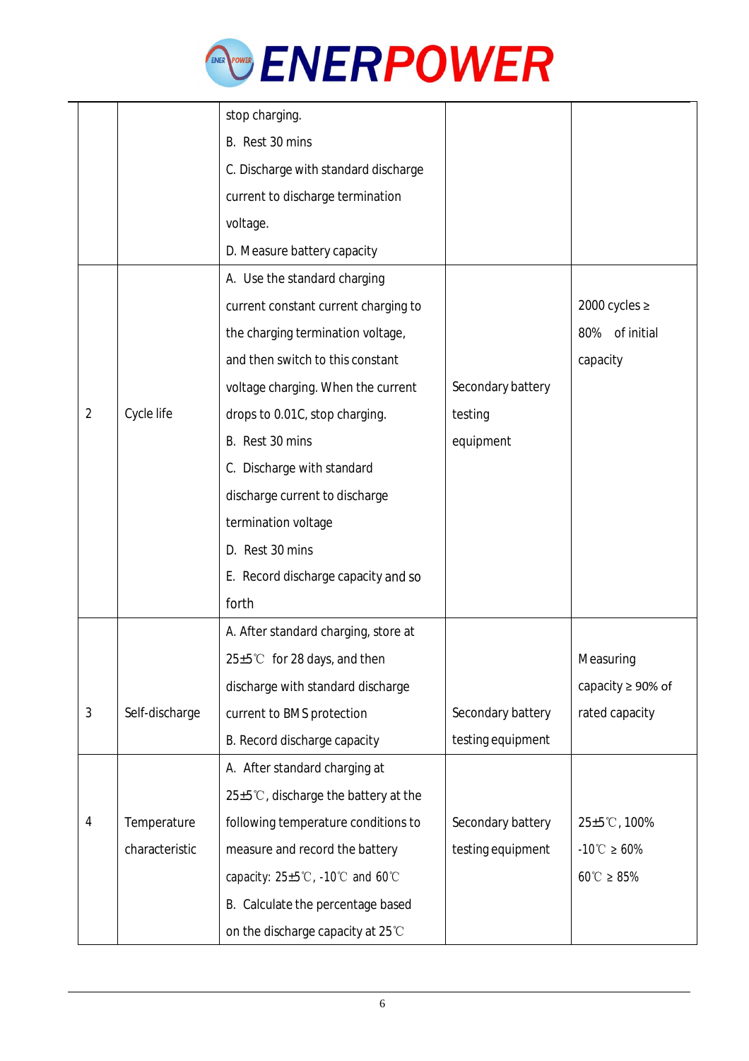| | | | | |
|---|---|---|---|---|
| | | stop charging.<br>B. Rest 30 mins<br>C. Discharge with standard discharge current to discharge termination voltage.<br>D. Measure battery capacity | | |
| 2 | Cycle life | A. Use the standard charging current constant current charging to the charging termination voltage, and then switch to this constant voltage charging. When the current drops to 0.01C, stop charging.<br>B. Rest 30 mins<br>C. Discharge with standard discharge current to discharge termination voltage<br>D. Rest 30 mins<br>E. Record discharge capacity and so forth | Secondary battery testing equipment | 2000 cycles ≥ 80% of initial capacity |
| 3 | Self-discharge | A. After standard charging, store at 25±5℃ for 28 days, and then discharge with standard discharge current to BMS protection<br>B. Record discharge capacity | Secondary battery testing equipment | Measuring capacity ≥ 90% of rated capacity |
| 4 | Temperature characteristic | A. After standard charging at 25±5℃, discharge the battery at the following temperature conditions to measure and record the battery capacity: 25±5℃, -10℃ and 60℃<br>B. Calculate the percentage based on the discharge capacity at 25℃ | Secondary battery testing equipment | 25±5℃, 100%<br>-10℃ ≥ 60%<br>60℃ ≥ 85% |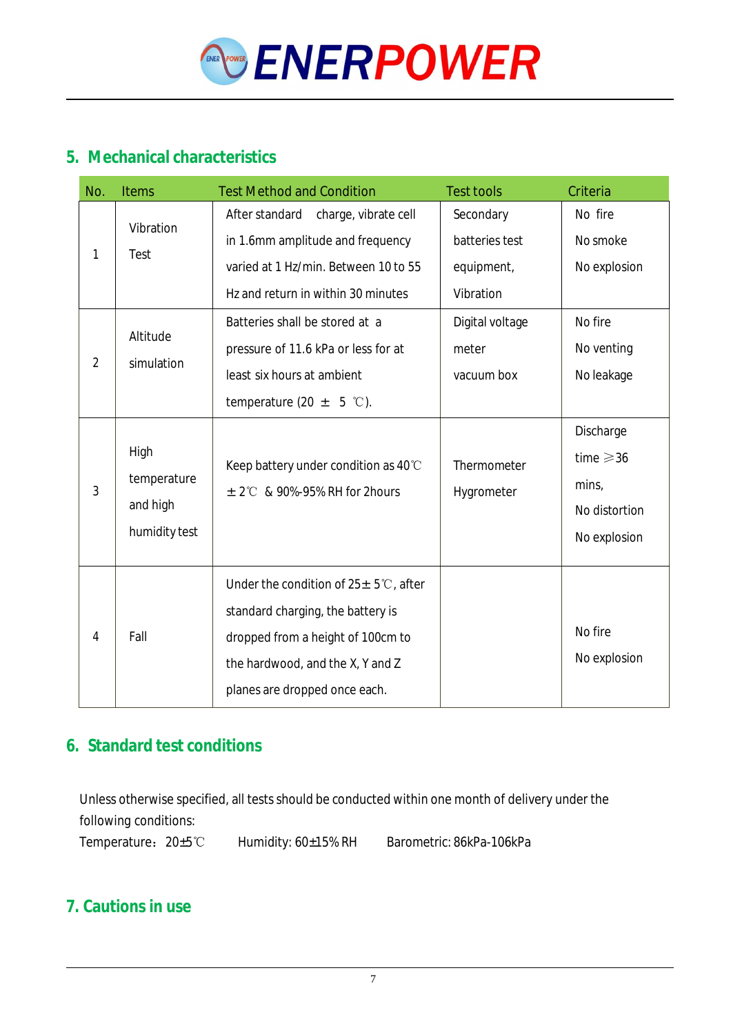## 5. Mechanical characteristics

| No. | Items | Test Method and Condition | Test tools | Criteria |
|---|---|---|---|---|
| 1 | Vibration Test | After standard charge, vibrate cell in 1.6mm amplitude and frequency varied at 1 Hz/min. Between 10 to 55 Hz and return in within 30 minutes | Secondary batteries test equipment, Vibration | No fire<br>No smoke<br>No explosion |
| 2 | Altitude simulation | Batteries shall be stored at a pressure of 11.6 kPa or less for at least six hours at ambient temperature (20 ± 5 ℃). | Digital voltage meter<br>vacuum box | No fire<br>No venting<br>No leakage |
| 3 | High temperature and high humidity test | Keep battery under condition as 40℃ ±2℃ & 90%-95% RH for 2hours | Thermometer<br>Hygrometer | Discharge time ≥36 mins,<br>No distortion<br>No explosion |
| 4 | Fall | Under the condition of 25±5℃, after standard charging, the battery is dropped from a height of 100cm to the hardwood, and the X, Y and Z planes are dropped once each. | | No fire<br>No explosion |

## 6. Standard test conditions

Unless otherwise specified, all tests should be conducted within one month of delivery under the following conditions:

Temperature：20±5℃ Humidity: 60±15% RH Barometric: 86kPa-106kPa

## 7. Cautions in use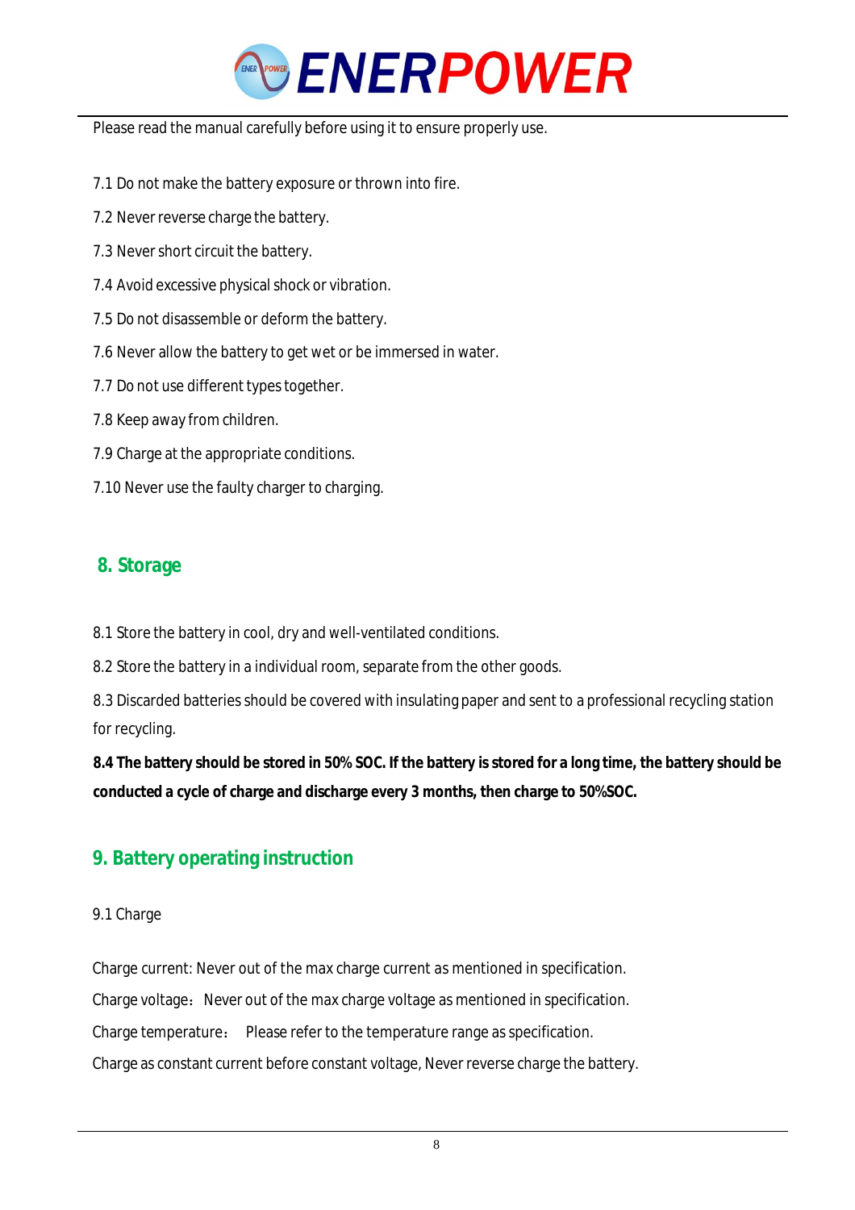Please read the manual carefully before using it to ensure properly use.

7.1 Do not make the battery exposure or thrown into fire.

7.2 Never reverse charge the battery.

7.3 Never short circuit the battery.

7.4 Avoid excessive physical shock or vibration.

7.5 Do not disassemble or deform the battery.

7.6 Never allow the battery to get wet or be immersed in water.

7.7 Do not use different types together.

7.8 Keep away from children.

7.9 Charge at the appropriate conditions.

7.10 Never use the faulty charger to charging.

## 8. Storage

8.1 Store the battery in cool, dry and well-ventilated conditions.

8.2 Store the battery in a individual room, separate from the other goods.

8.3 Discarded batteries should be covered with insulating paper and sent to a professional recycling station for recycling.

**8.4 The battery should be stored in 50% SOC. If the battery is stored for a long time, the battery should be conducted a cycle of charge and discharge every 3 months, then charge to 50%SOC.**

## 9. Battery operating instruction

9.1 Charge

Charge current: Never out of the max charge current as mentioned in specification.

Charge voltage： Never out of the max charge voltage as mentioned in specification.

Charge temperature： Please refer to the temperature range as specification.

Charge as constant current before constant voltage, Never reverse charge the battery.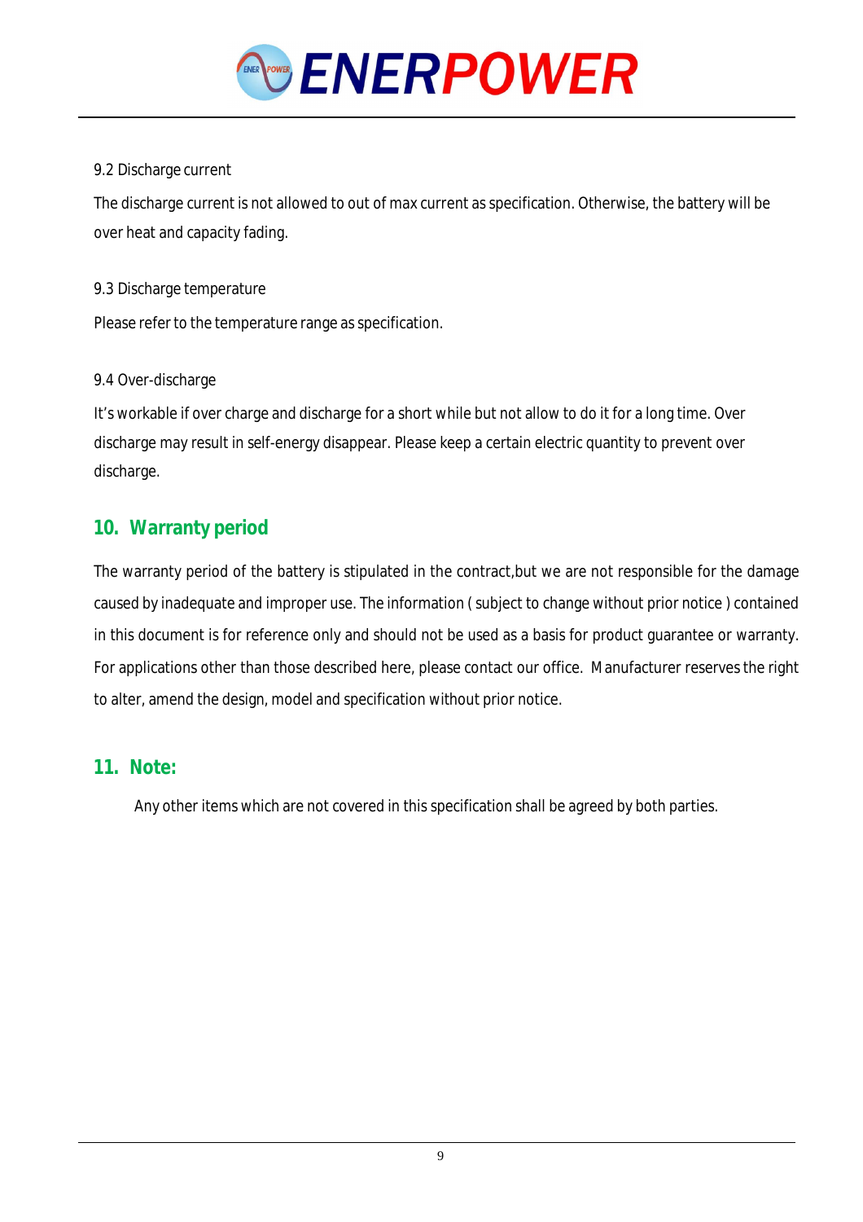9.2 Discharge current

The discharge current is not allowed to out of max current as specification. Otherwise, the battery will be over heat and capacity fading.

9.3 Discharge temperature

Please refer to the temperature range as specification.

9.4 Over-discharge

It's workable if over charge and discharge for a short while but not allow to do it for a long time. Over discharge may result in self-energy disappear. Please keep a certain electric quantity to prevent over discharge.

## 10. Warranty period

The warranty period of the battery is stipulated in the contract,but we are not responsible for the damage caused by inadequate and improper use. The information ( subject to change without prior notice ) contained in this document is for reference only and should not be used as a basis for product guarantee or warranty. For applications other than those described here, please contact our office. Manufacturer reserves the right to alter, amend the design, model and specification without prior notice.

## 11. Note:

Any other items which are not covered in this specification shall be agreed by both parties.